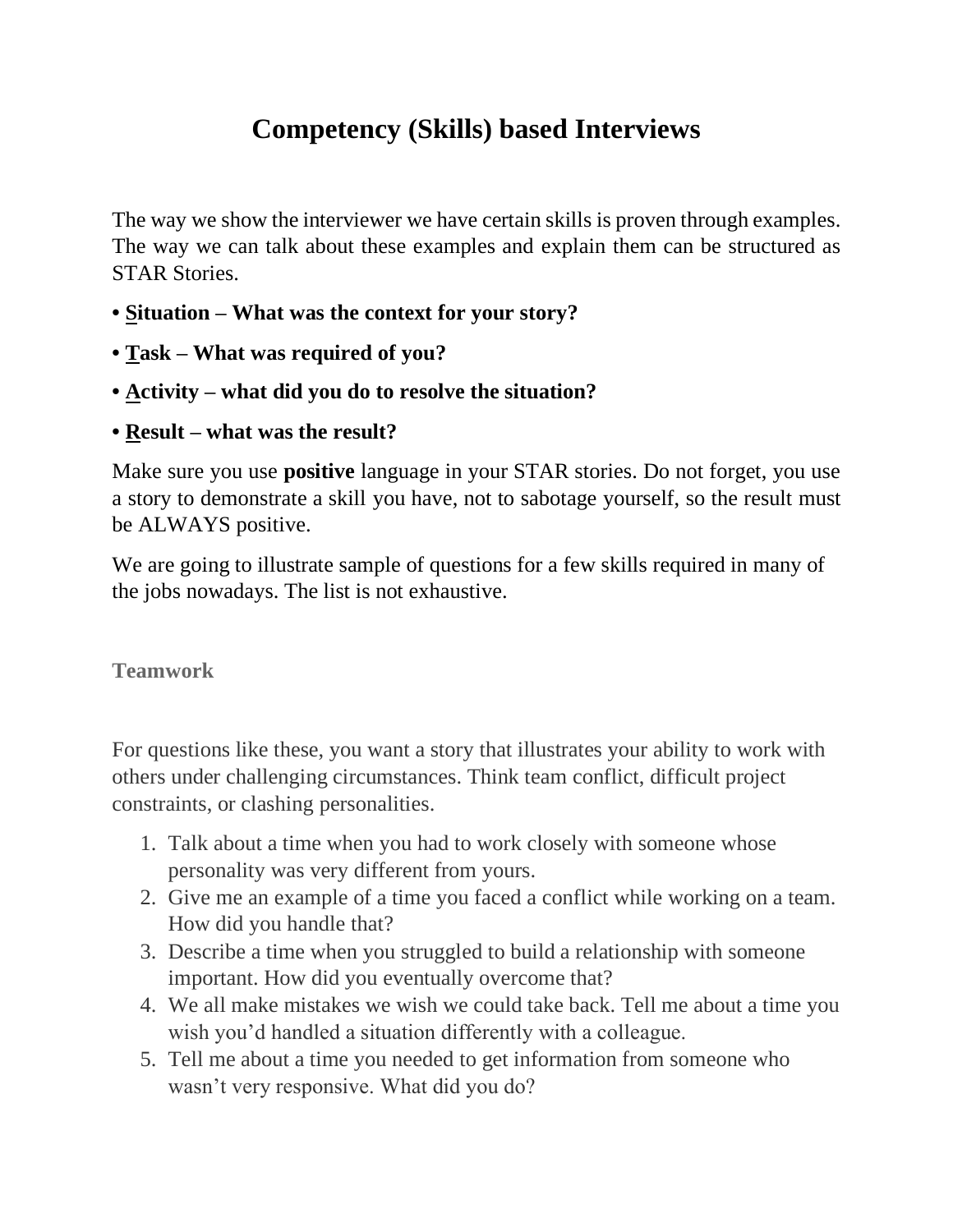# Competency (Skills) based Interviews

The way we show the interviewer we have certain skills is proven through examples. The way we can talk about these examples and explain them can be structured as STAR Stories.

- **Situation – What was the context for your story?**
- **Task – What was required of you?**
- **Activity – what did you do to resolve the situation?**
- **Result – what was the result?**

Make sure you use **positive** language in your STAR stories. Do not forget, you use a story to demonstrate a skill you have, not to sabotage yourself, so the result must be ALWAYS positive.

We are going to illustrate sample of questions for a few skills required in many of the jobs nowadays. The list is not exhaustive.

### Teamwork

For questions like these, you want a story that illustrates your ability to work with others under challenging circumstances. Think team conflict, difficult project constraints, or clashing personalities.

1. Talk about a time when you had to work closely with someone whose personality was very different from yours.
2. Give me an example of a time you faced a conflict while working on a team. How did you handle that?
3. Describe a time when you struggled to build a relationship with someone important. How did you eventually overcome that?
4. We all make mistakes we wish we could take back. Tell me about a time you wish you'd handled a situation differently with a colleague.
5. Tell me about a time you needed to get information from someone who wasn't very responsive. What did you do?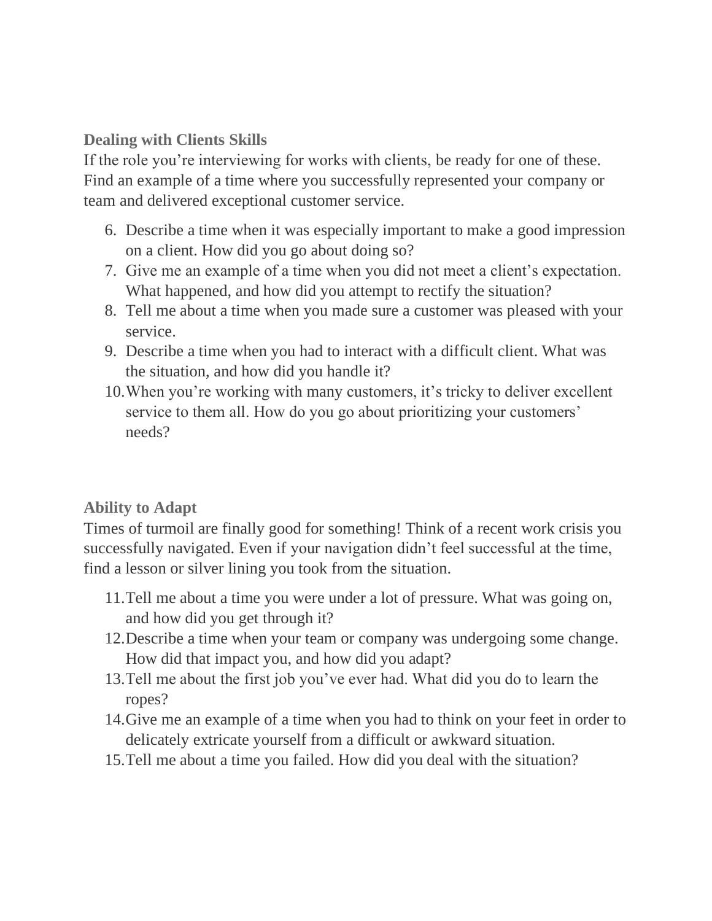### Dealing with Clients Skills

If the role you're interviewing for works with clients, be ready for one of these. Find an example of a time where you successfully represented your company or team and delivered exceptional customer service.

6. Describe a time when it was especially important to make a good impression on a client. How did you go about doing so?
7. Give me an example of a time when you did not meet a client's expectation. What happened, and how did you attempt to rectify the situation?
8. Tell me about a time when you made sure a customer was pleased with your service.
9. Describe a time when you had to interact with a difficult client. What was the situation, and how did you handle it?
10. When you're working with many customers, it's tricky to deliver excellent service to them all. How do you go about prioritizing your customers' needs?

### Ability to Adapt

Times of turmoil are finally good for something! Think of a recent work crisis you successfully navigated. Even if your navigation didn't feel successful at the time, find a lesson or silver lining you took from the situation.

11. Tell me about a time you were under a lot of pressure. What was going on, and how did you get through it?
12. Describe a time when your team or company was undergoing some change. How did that impact you, and how did you adapt?
13. Tell me about the first job you've ever had. What did you do to learn the ropes?
14. Give me an example of a time when you had to think on your feet in order to delicately extricate yourself from a difficult or awkward situation.
15. Tell me about a time you failed. How did you deal with the situation?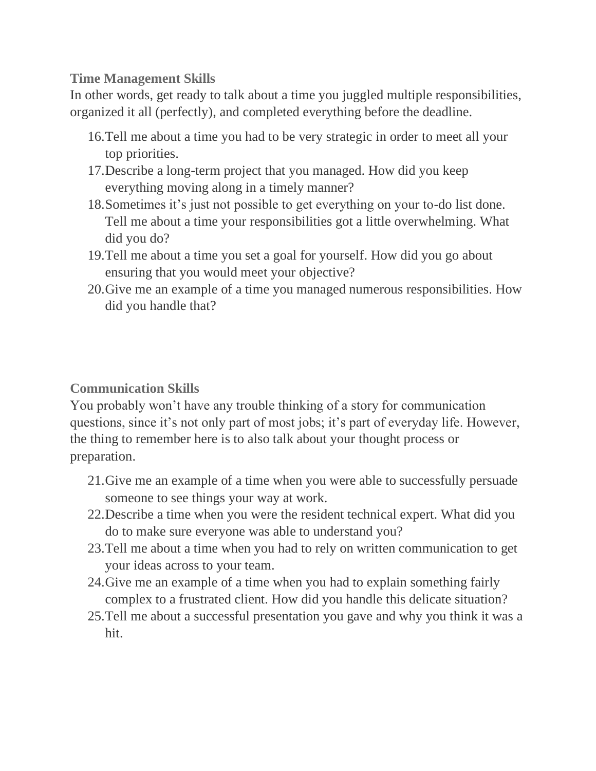### Time Management Skills

In other words, get ready to talk about a time you juggled multiple responsibilities, organized it all (perfectly), and completed everything before the deadline.

16. Tell me about a time you had to be very strategic in order to meet all your top priorities.
17. Describe a long-term project that you managed. How did you keep everything moving along in a timely manner?
18. Sometimes it's just not possible to get everything on your to-do list done. Tell me about a time your responsibilities got a little overwhelming. What did you do?
19. Tell me about a time you set a goal for yourself. How did you go about ensuring that you would meet your objective?
20. Give me an example of a time you managed numerous responsibilities. How did you handle that?

### Communication Skills

You probably won't have any trouble thinking of a story for communication questions, since it's not only part of most jobs; it's part of everyday life. However, the thing to remember here is to also talk about your thought process or preparation.

21. Give me an example of a time when you were able to successfully persuade someone to see things your way at work.
22. Describe a time when you were the resident technical expert. What did you do to make sure everyone was able to understand you?
23. Tell me about a time when you had to rely on written communication to get your ideas across to your team.
24. Give me an example of a time when you had to explain something fairly complex to a frustrated client. How did you handle this delicate situation?
25. Tell me about a successful presentation you gave and why you think it was a hit.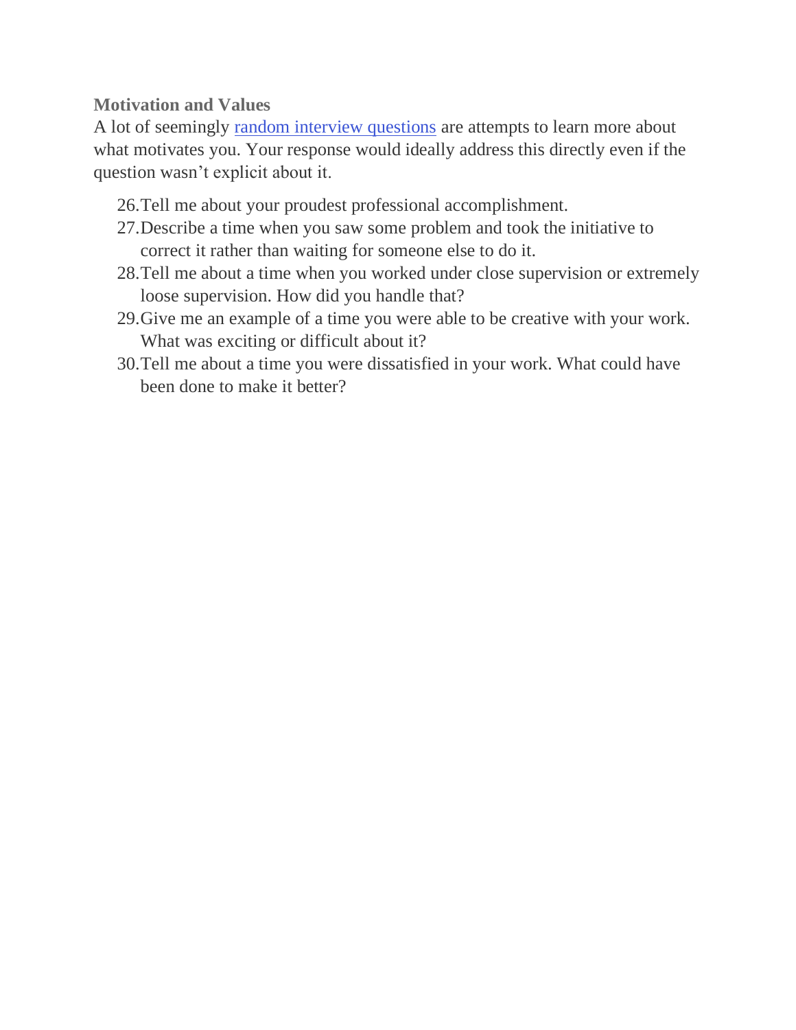### Motivation and Values

A lot of seemingly random interview questions are attempts to learn more about what motivates you. Your response would ideally address this directly even if the question wasn't explicit about it.

26. Tell me about your proudest professional accomplishment.
27. Describe a time when you saw some problem and took the initiative to correct it rather than waiting for someone else to do it.
28. Tell me about a time when you worked under close supervision or extremely loose supervision. How did you handle that?
29. Give me an example of a time you were able to be creative with your work. What was exciting or difficult about it?
30. Tell me about a time you were dissatisfied in your work. What could have been done to make it better?